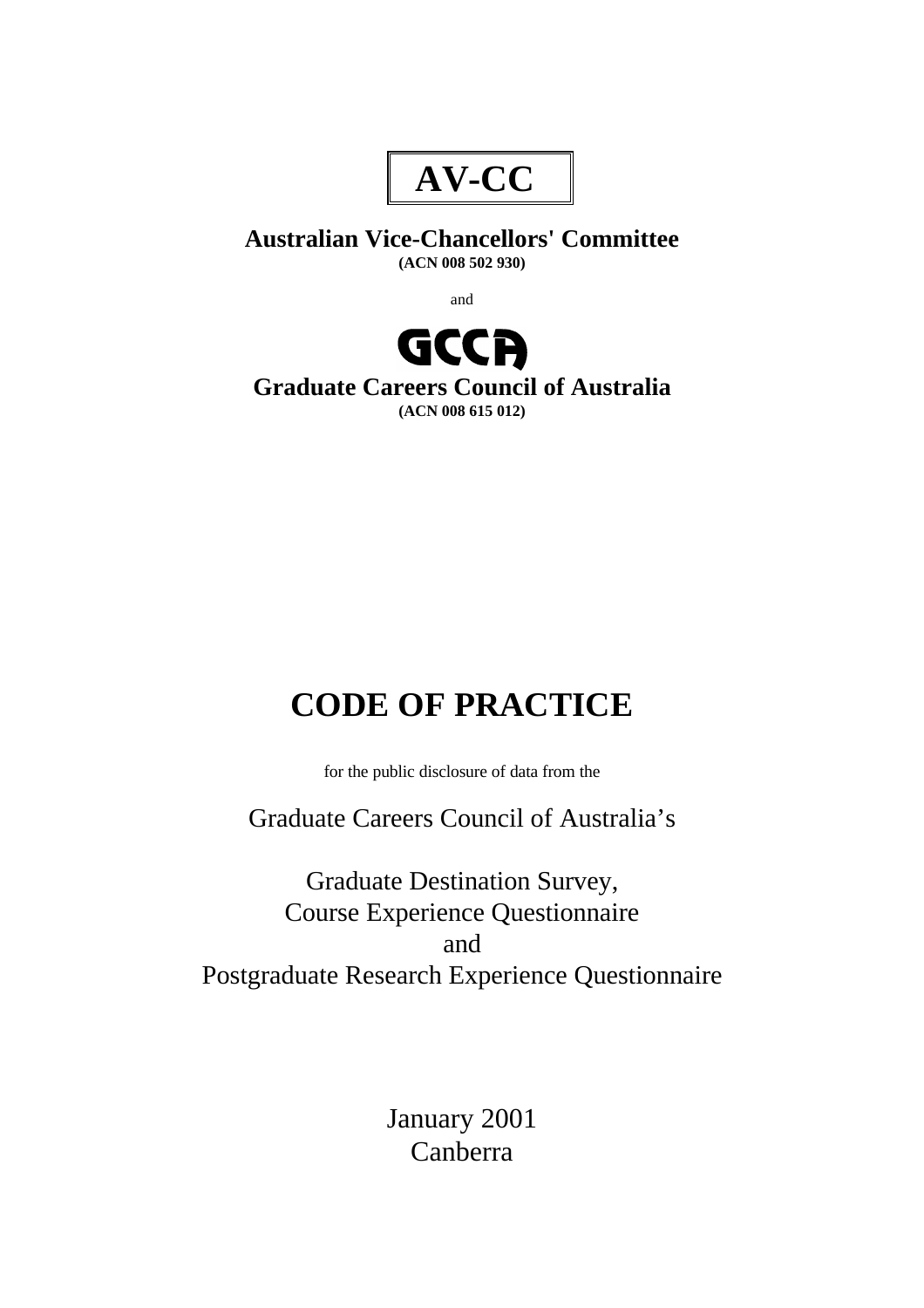# AV-CC

**Australian Vice-Chancellors' Committee**
**(ACN 008 502 930)**

and

**GCCA**

**Graduate Careers Council of Australia**
**(ACN 008 615 012)**

# CODE OF PRACTICE

for the public disclosure of data from the

Graduate Careers Council of Australia's

Graduate Destination Survey,
Course Experience Questionnaire
and
Postgraduate Research Experience Questionnaire

January 2001
Canberra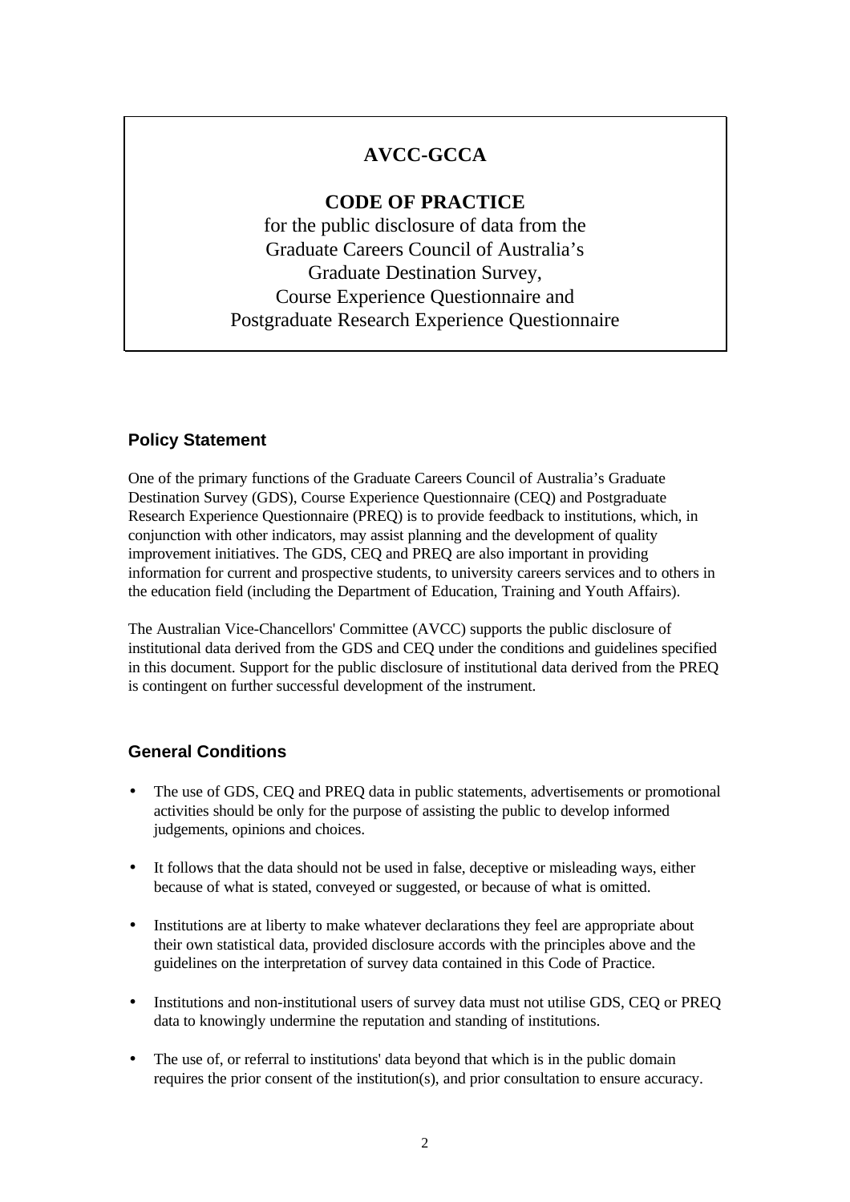# AVCC-GCCA

## CODE OF PRACTICE

for the public disclosure of data from the Graduate Careers Council of Australia's Graduate Destination Survey, Course Experience Questionnaire and Postgraduate Research Experience Questionnaire

### Policy Statement

One of the primary functions of the Graduate Careers Council of Australia's Graduate Destination Survey (GDS), Course Experience Questionnaire (CEQ) and Postgraduate Research Experience Questionnaire (PREQ) is to provide feedback to institutions, which, in conjunction with other indicators, may assist planning and the development of quality improvement initiatives. The GDS, CEQ and PREQ are also important in providing information for current and prospective students, to university careers services and to others in the education field (including the Department of Education, Training and Youth Affairs).

The Australian Vice-Chancellors' Committee (AVCC) supports the public disclosure of institutional data derived from the GDS and CEQ under the conditions and guidelines specified in this document. Support for the public disclosure of institutional data derived from the PREQ is contingent on further successful development of the instrument.

### General Conditions

- The use of GDS, CEQ and PREQ data in public statements, advertisements or promotional activities should be only for the purpose of assisting the public to develop informed judgements, opinions and choices.
- It follows that the data should not be used in false, deceptive or misleading ways, either because of what is stated, conveyed or suggested, or because of what is omitted.
- Institutions are at liberty to make whatever declarations they feel are appropriate about their own statistical data, provided disclosure accords with the principles above and the guidelines on the interpretation of survey data contained in this Code of Practice.
- Institutions and non-institutional users of survey data must not utilise GDS, CEQ or PREQ data to knowingly undermine the reputation and standing of institutions.
- The use of, or referral to institutions' data beyond that which is in the public domain requires the prior consent of the institution(s), and prior consultation to ensure accuracy.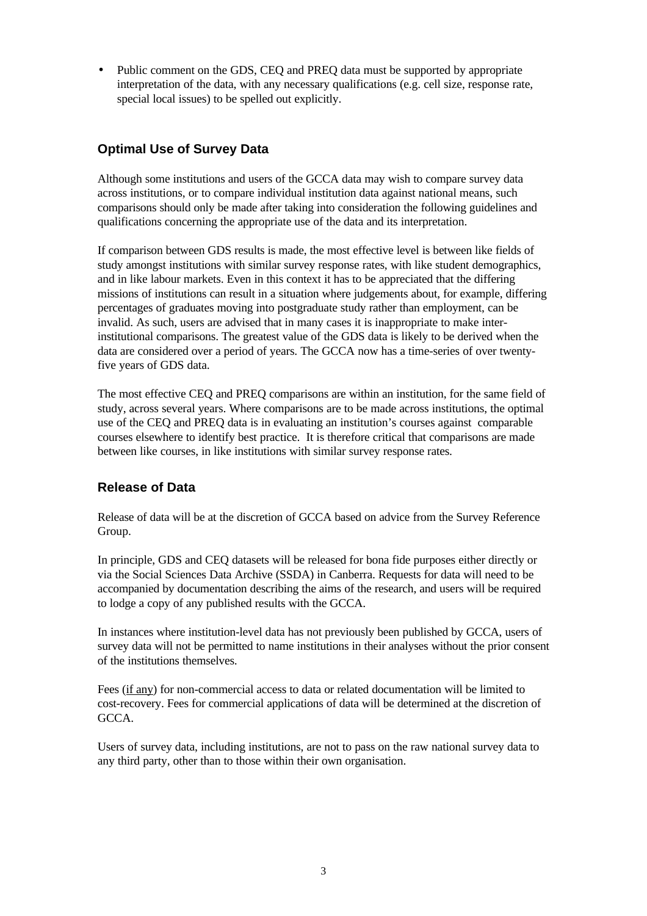- Public comment on the GDS, CEQ and PREQ data must be supported by appropriate interpretation of the data, with any necessary qualifications (e.g. cell size, response rate, special local issues) to be spelled out explicitly.

## Optimal Use of Survey Data

Although some institutions and users of the GCCA data may wish to compare survey data across institutions, or to compare individual institution data against national means, such comparisons should only be made after taking into consideration the following guidelines and qualifications concerning the appropriate use of the data and its interpretation.

If comparison between GDS results is made, the most effective level is between like fields of study amongst institutions with similar survey response rates, with like student demographics, and in like labour markets. Even in this context it has to be appreciated that the differing missions of institutions can result in a situation where judgements about, for example, differing percentages of graduates moving into postgraduate study rather than employment, can be invalid. As such, users are advised that in many cases it is inappropriate to make inter-institutional comparisons. The greatest value of the GDS data is likely to be derived when the data are considered over a period of years. The GCCA now has a time-series of over twenty-five years of GDS data.

The most effective CEQ and PREQ comparisons are within an institution, for the same field of study, across several years. Where comparisons are to be made across institutions, the optimal use of the CEQ and PREQ data is in evaluating an institution's courses against comparable courses elsewhere to identify best practice. It is therefore critical that comparisons are made between like courses, in like institutions with similar survey response rates.

## Release of Data

Release of data will be at the discretion of GCCA based on advice from the Survey Reference Group.

In principle, GDS and CEQ datasets will be released for bona fide purposes either directly or via the Social Sciences Data Archive (SSDA) in Canberra. Requests for data will need to be accompanied by documentation describing the aims of the research, and users will be required to lodge a copy of any published results with the GCCA.

In instances where institution-level data has not previously been published by GCCA, users of survey data will not be permitted to name institutions in their analyses without the prior consent of the institutions themselves.

Fees (if any) for non-commercial access to data or related documentation will be limited to cost-recovery. Fees for commercial applications of data will be determined at the discretion of GCCA.

Users of survey data, including institutions, are not to pass on the raw national survey data to any third party, other than to those within their own organisation.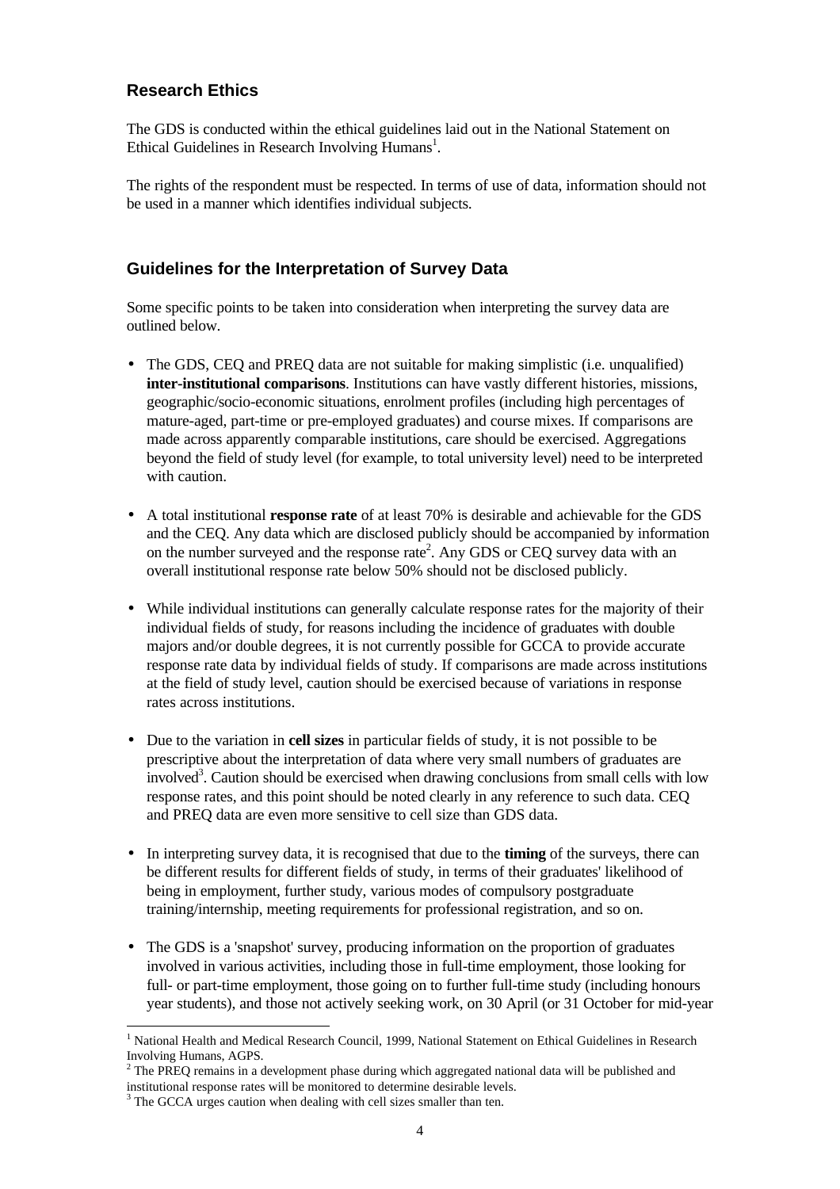## Research Ethics

The GDS is conducted within the ethical guidelines laid out in the National Statement on Ethical Guidelines in Research Involving Humans[1].

The rights of the respondent must be respected. In terms of use of data, information should not be used in a manner which identifies individual subjects.

## Guidelines for the Interpretation of Survey Data

Some specific points to be taken into consideration when interpreting the survey data are outlined below.

- The GDS, CEQ and PREQ data are not suitable for making simplistic (i.e. unqualified) **inter-institutional comparisons**. Institutions can have vastly different histories, missions, geographic/socio-economic situations, enrolment profiles (including high percentages of mature-aged, part-time or pre-employed graduates) and course mixes. If comparisons are made across apparently comparable institutions, care should be exercised. Aggregations beyond the field of study level (for example, to total university level) need to be interpreted with caution.

- A total institutional **response rate** of at least 70% is desirable and achievable for the GDS and the CEQ. Any data which are disclosed publicly should be accompanied by information on the number surveyed and the response rate[2]. Any GDS or CEQ survey data with an overall institutional response rate below 50% should not be disclosed publicly.

- While individual institutions can generally calculate response rates for the majority of their individual fields of study, for reasons including the incidence of graduates with double majors and/or double degrees, it is not currently possible for GCCA to provide accurate response rate data by individual fields of study. If comparisons are made across institutions at the field of study level, caution should be exercised because of variations in response rates across institutions.

- Due to the variation in **cell sizes** in particular fields of study, it is not possible to be prescriptive about the interpretation of data where very small numbers of graduates are involved[3]. Caution should be exercised when drawing conclusions from small cells with low response rates, and this point should be noted clearly in any reference to such data. CEQ and PREQ data are even more sensitive to cell size than GDS data.

- In interpreting survey data, it is recognised that due to the **timing** of the surveys, there can be different results for different fields of study, in terms of their graduates' likelihood of being in employment, further study, various modes of compulsory postgraduate training/internship, meeting requirements for professional registration, and so on.

- The GDS is a 'snapshot' survey, producing information on the proportion of graduates involved in various activities, including those in full-time employment, those looking for full- or part-time employment, those going on to further full-time study (including honours year students), and those not actively seeking work, on 30 April (or 31 October for mid-year

---

[1] National Health and Medical Research Council, 1999, National Statement on Ethical Guidelines in Research Involving Humans, AGPS.

[2] The PREQ remains in a development phase during which aggregated national data will be published and institutional response rates will be monitored to determine desirable levels.

[3] The GCCA urges caution when dealing with cell sizes smaller than ten.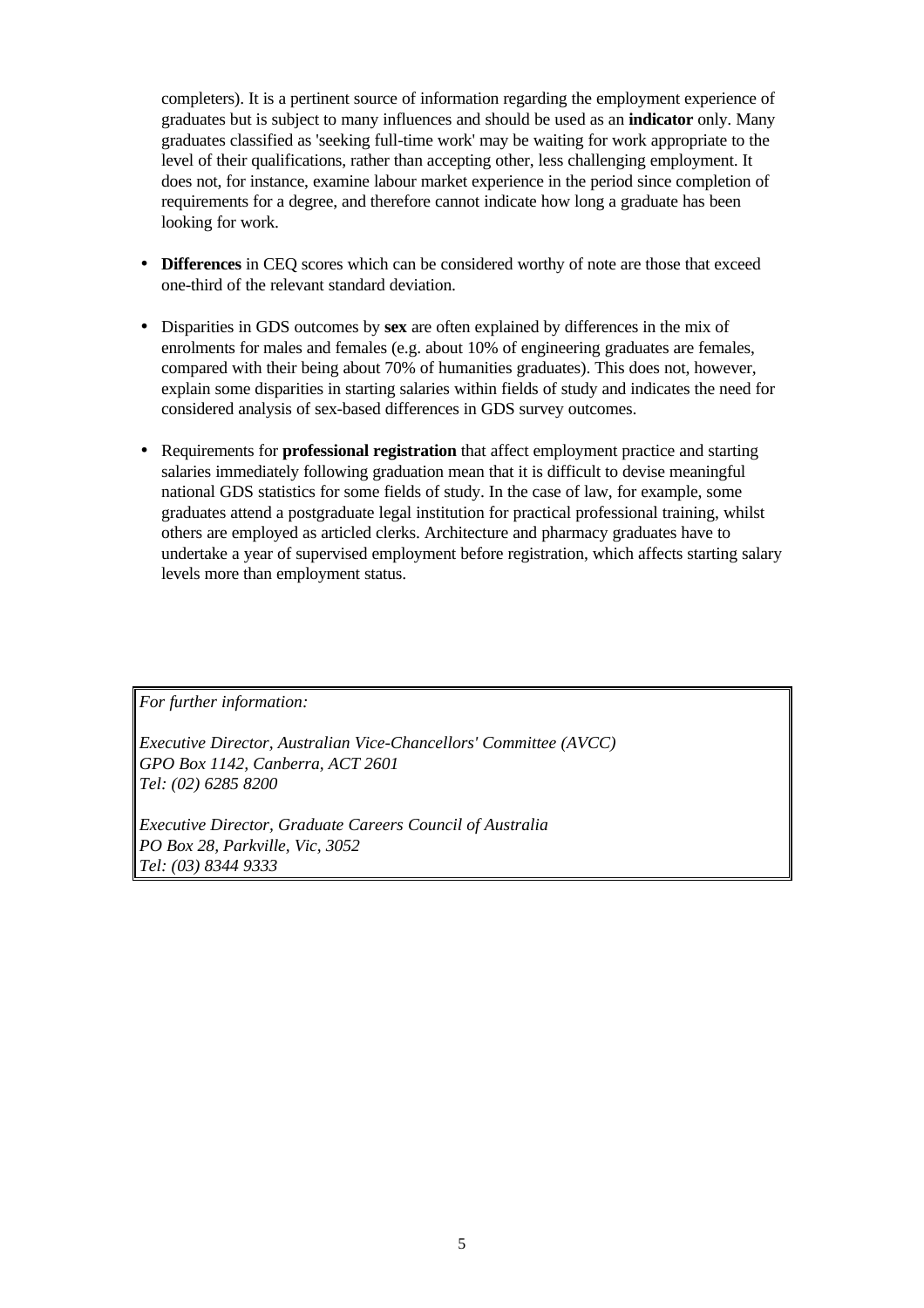completers). It is a pertinent source of information regarding the employment experience of graduates but is subject to many influences and should be used as an **indicator** only. Many graduates classified as 'seeking full-time work' may be waiting for work appropriate to the level of their qualifications, rather than accepting other, less challenging employment. It does not, for instance, examine labour market experience in the period since completion of requirements for a degree, and therefore cannot indicate how long a graduate has been looking for work.

- **Differences** in CEQ scores which can be considered worthy of note are those that exceed one-third of the relevant standard deviation.

- Disparities in GDS outcomes by **sex** are often explained by differences in the mix of enrolments for males and females (e.g. about 10% of engineering graduates are females, compared with their being about 70% of humanities graduates). This does not, however, explain some disparities in starting salaries within fields of study and indicates the need for considered analysis of sex-based differences in GDS survey outcomes.

- Requirements for **professional registration** that affect employment practice and starting salaries immediately following graduation mean that it is difficult to devise meaningful national GDS statistics for some fields of study. In the case of law, for example, some graduates attend a postgraduate legal institution for practical professional training, whilst others are employed as articled clerks. Architecture and pharmacy graduates have to undertake a year of supervised employment before registration, which affects starting salary levels more than employment status.

*For further information:*

*Executive Director, Australian Vice-Chancellors' Committee (AVCC)*
*GPO Box 1142, Canberra, ACT 2601*
*Tel: (02) 6285 8200*

*Executive Director, Graduate Careers Council of Australia*
*PO Box 28, Parkville, Vic, 3052*
*Tel: (03) 8344 9333*